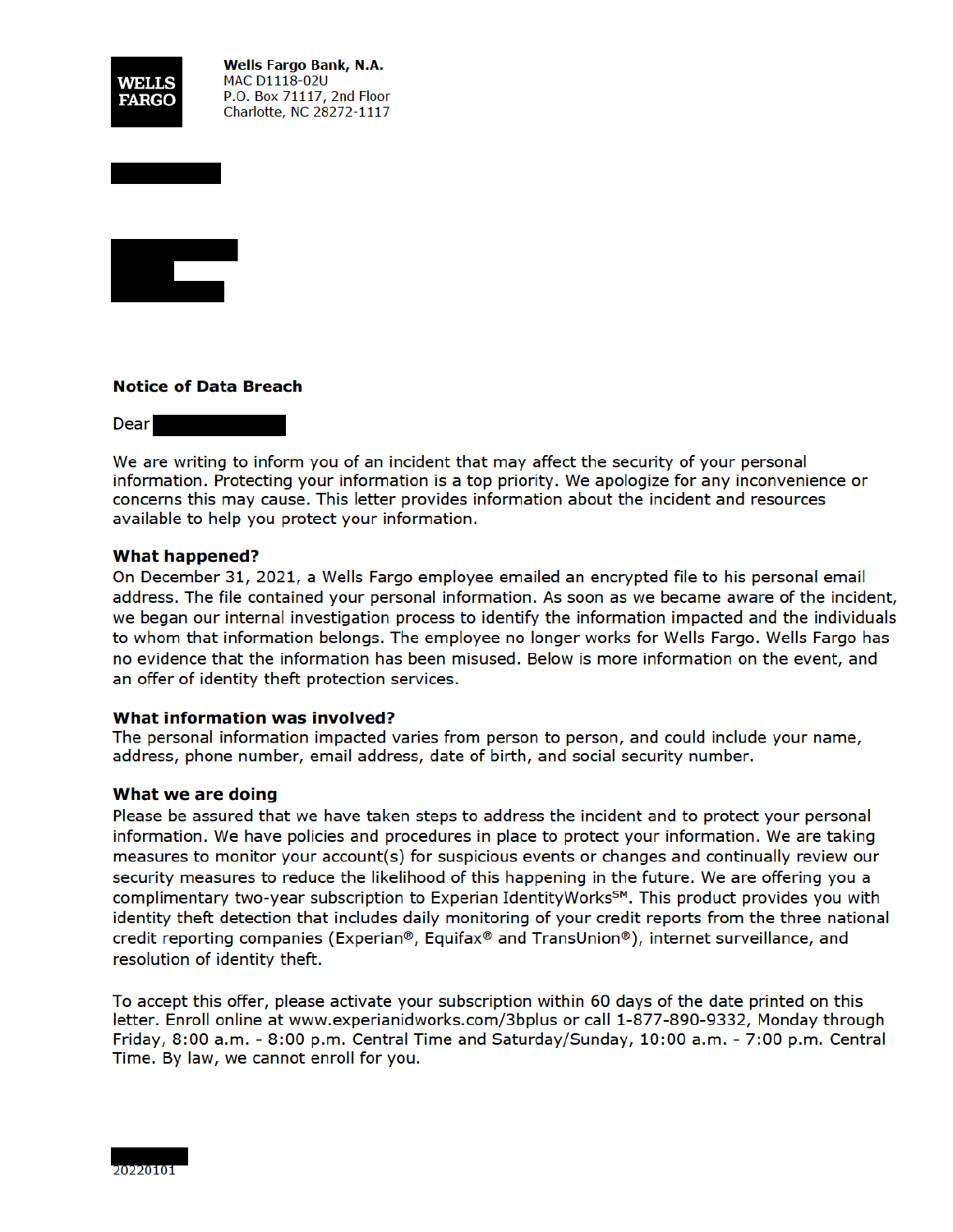**Wells Fargo Bank, N.A.**
MAC D1118-02U
P.O. Box 71117, 2nd Floor
Charlotte, NC 28272-1117

**Notice of Data Breach**

Dear

We are writing to inform you of an incident that may affect the security of your personal information. Protecting your information is a top priority. We apologize for any inconvenience or concerns this may cause. This letter provides information about the incident and resources available to help you protect your information.

**What happened?**
On December 31, 2021, a Wells Fargo employee emailed an encrypted file to his personal email address. The file contained your personal information. As soon as we became aware of the incident, we began our internal investigation process to identify the information impacted and the individuals to whom that information belongs. The employee no longer works for Wells Fargo. Wells Fargo has no evidence that the information has been misused. Below is more information on the event, and an offer of identity theft protection services.

**What information was involved?**
The personal information impacted varies from person to person, and could include your name, address, phone number, email address, date of birth, and social security number.

**What we are doing**
Please be assured that we have taken steps to address the incident and to protect your personal information. We have policies and procedures in place to protect your information. We are taking measures to monitor your account(s) for suspicious events or changes and continually review our security measures to reduce the likelihood of this happening in the future. We are offering you a complimentary two-year subscription to Experian IdentityWorks℠. This product provides you with identity theft detection that includes daily monitoring of your credit reports from the three national credit reporting companies (Experian®, Equifax® and TransUnion®), internet surveillance, and resolution of identity theft.

To accept this offer, please activate your subscription within 60 days of the date printed on this letter. Enroll online at www.experianidworks.com/3bplus or call 1-877-890-9332, Monday through Friday, 8:00 a.m. - 8:00 p.m. Central Time and Saturday/Sunday, 10:00 a.m. - 7:00 p.m. Central Time. By law, we cannot enroll for you.

20220101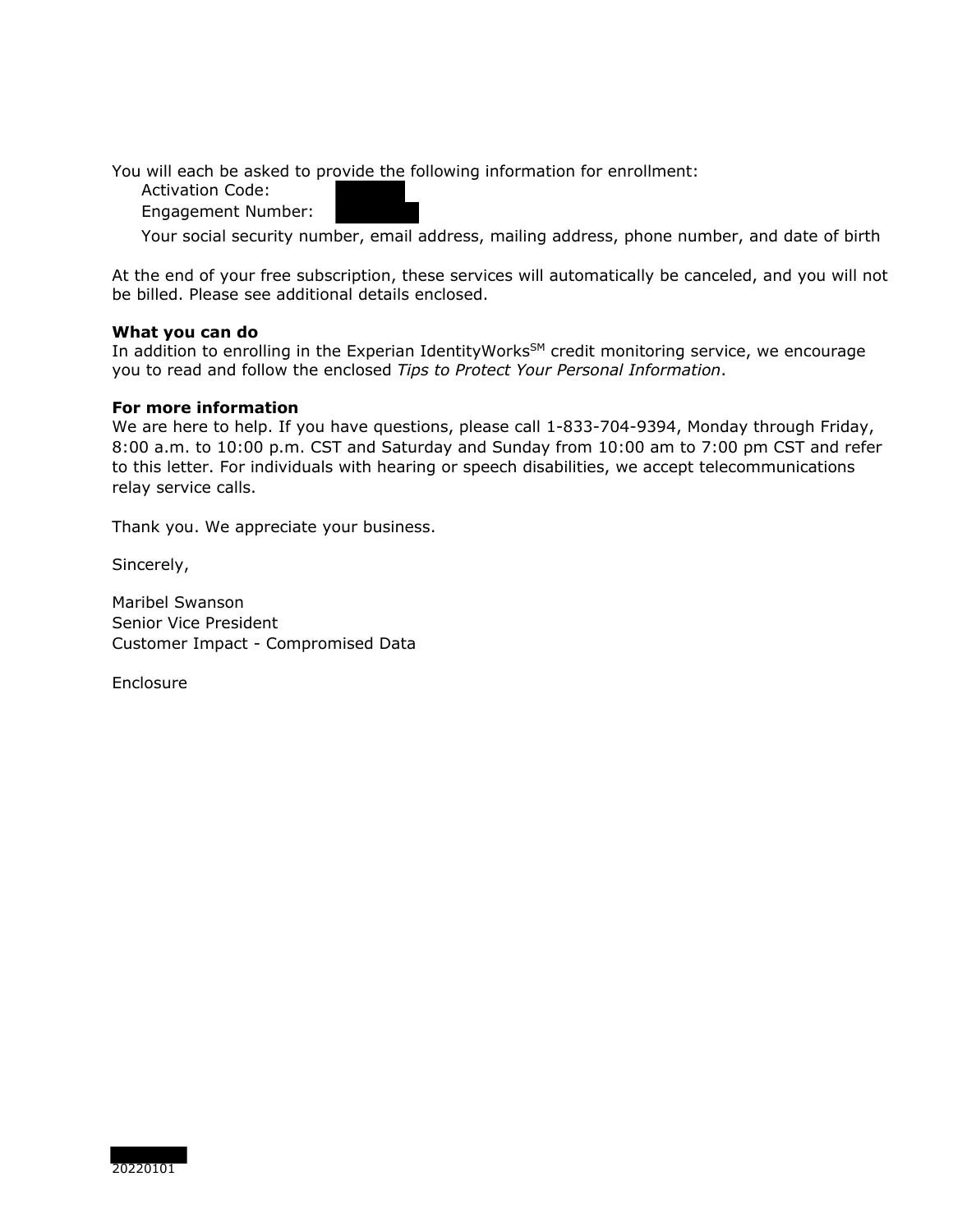You will each be asked to provide the following information for enrollment:

Activation Code:

Engagement Number:

Your social security number, email address, mailing address, phone number, and date of birth

At the end of your free subscription, these services will automatically be canceled, and you will not be billed. Please see additional details enclosed.

**What you can do**

In addition to enrolling in the Experian IdentityWorks[SM] credit monitoring service, we encourage you to read and follow the enclosed *Tips to Protect Your Personal Information*.

**For more information**

We are here to help. If you have questions, please call 1-833-704-9394, Monday through Friday, 8:00 a.m. to 10:00 p.m. CST and Saturday and Sunday from 10:00 am to 7:00 pm CST and refer to this letter. For individuals with hearing or speech disabilities, we accept telecommunications relay service calls.

Thank you. We appreciate your business.

Sincerely,

Maribel Swanson
Senior Vice President
Customer Impact - Compromised Data

Enclosure

20220101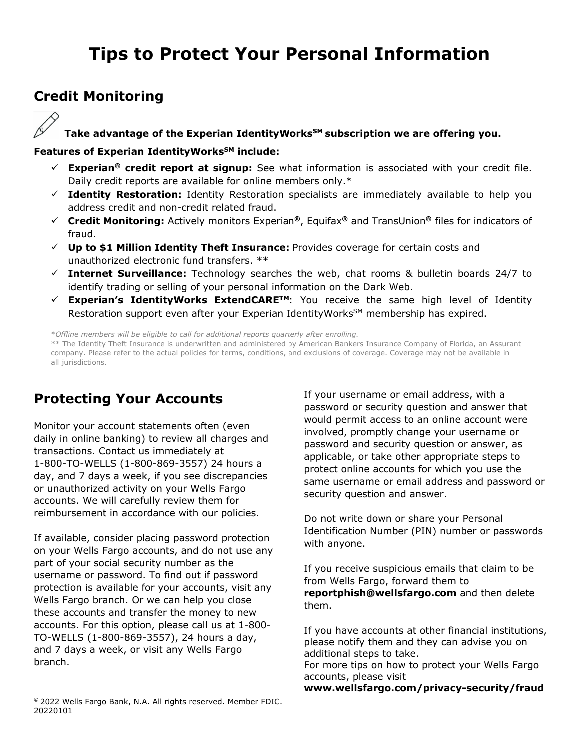# Tips to Protect Your Personal Information

## Credit Monitoring

**Take advantage of the Experian IdentityWorks[SM] subscription we are offering you.**

**Features of Experian IdentityWorks[SM] include:**

- ✓ **Experian® credit report at signup:** See what information is associated with your credit file. Daily credit reports are available for online members only.*
- ✓ **Identity Restoration:** Identity Restoration specialists are immediately available to help you address credit and non-credit related fraud.
- ✓ **Credit Monitoring:** Actively monitors Experian®, Equifax® and TransUnion® files for indicators of fraud.
- ✓ **Up to $1 Million Identity Theft Insurance:** Provides coverage for certain costs and unauthorized electronic fund transfers. **
- ✓ **Internet Surveillance:** Technology searches the web, chat rooms & bulletin boards 24/7 to identify trading or selling of your personal information on the Dark Web.
- ✓ **Experian's IdentityWorks ExtendCARE[TM]**: You receive the same high level of Identity Restoration support even after your Experian IdentityWorks[SM] membership has expired.

**Offline members will be eligible to call for additional reports quarterly after enrolling.*

** The Identity Theft Insurance is underwritten and administered by American Bankers Insurance Company of Florida, an Assurant company. Please refer to the actual policies for terms, conditions, and exclusions of coverage. Coverage may not be available in all jurisdictions.

## Protecting Your Accounts

Monitor your account statements often (even daily in online banking) to review all charges and transactions. Contact us immediately at 1-800-TO-WELLS (1-800-869-3557) 24 hours a day, and 7 days a week, if you see discrepancies or unauthorized activity on your Wells Fargo accounts. We will carefully review them for reimbursement in accordance with our policies.

If available, consider placing password protection on your Wells Fargo accounts, and do not use any part of your social security number as the username or password. To find out if password protection is available for your accounts, visit any Wells Fargo branch. Or we can help you close these accounts and transfer the money to new accounts. For this option, please call us at 1-800-TO-WELLS (1-800-869-3557), 24 hours a day, and 7 days a week, or visit any Wells Fargo branch.

If your username or email address, with a password or security question and answer that would permit access to an online account were involved, promptly change your username or password and security question or answer, as applicable, or take other appropriate steps to protect online accounts for which you use the same username or email address and password or security question and answer.

Do not write down or share your Personal Identification Number (PIN) number or passwords with anyone.

If you receive suspicious emails that claim to be from Wells Fargo, forward them to **reportphish@wellsfargo.com** and then delete them.

If you have accounts at other financial institutions, please notify them and they can advise you on additional steps to take.
For more tips on how to protect your Wells Fargo accounts, please visit **www.wellsfargo.com/privacy-security/fraud**

© 2022 Wells Fargo Bank, N.A. All rights reserved. Member FDIC.
20220101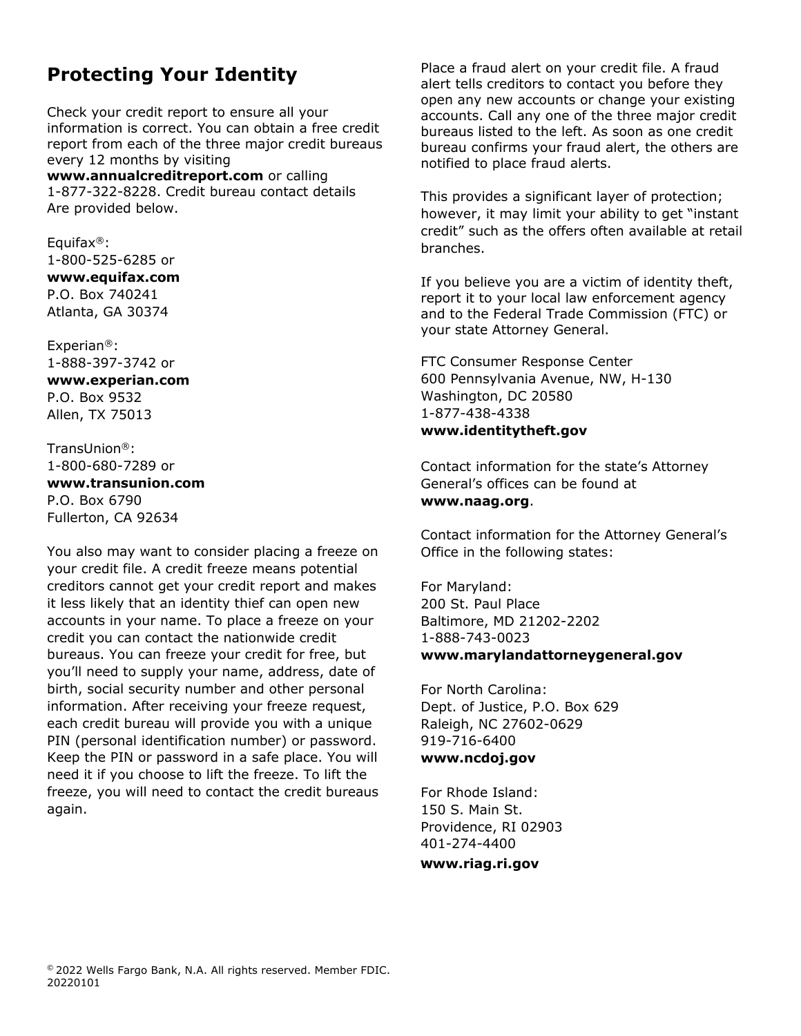## Protecting Your Identity

Check your credit report to ensure all your information is correct. You can obtain a free credit report from each of the three major credit bureaus every 12 months by visiting **www.annualcreditreport.com** or calling 1-877-322-8228. Credit bureau contact details Are provided below.

Equifax®:
1-800-525-6285 or
**www.equifax.com**
P.O. Box 740241
Atlanta, GA 30374

Experian®:
1-888-397-3742 or
**www.experian.com**
P.O. Box 9532
Allen, TX 75013

TransUnion®:
1-800-680-7289 or
**www.transunion.com**
P.O. Box 6790
Fullerton, CA 92634

You also may want to consider placing a freeze on your credit file. A credit freeze means potential creditors cannot get your credit report and makes it less likely that an identity thief can open new accounts in your name. To place a freeze on your credit you can contact the nationwide credit bureaus. You can freeze your credit for free, but you'll need to supply your name, address, date of birth, social security number and other personal information. After receiving your freeze request, each credit bureau will provide you with a unique PIN (personal identification number) or password. Keep the PIN or password in a safe place. You will need it if you choose to lift the freeze. To lift the freeze, you will need to contact the credit bureaus again.

Place a fraud alert on your credit file. A fraud alert tells creditors to contact you before they open any new accounts or change your existing accounts. Call any one of the three major credit bureaus listed to the left. As soon as one credit bureau confirms your fraud alert, the others are notified to place fraud alerts.

This provides a significant layer of protection; however, it may limit your ability to get "instant credit" such as the offers often available at retail branches.

If you believe you are a victim of identity theft, report it to your local law enforcement agency and to the Federal Trade Commission (FTC) or your state Attorney General.

FTC Consumer Response Center
600 Pennsylvania Avenue, NW, H-130
Washington, DC 20580
1-877-438-4338
**www.identitytheft.gov**

Contact information for the state's Attorney General's offices can be found at **www.naag.org**.

Contact information for the Attorney General's Office in the following states:

For Maryland:
200 St. Paul Place
Baltimore, MD 21202-2202
1-888-743-0023
**www.marylandattorneygeneral.gov**

For North Carolina:
Dept. of Justice, P.O. Box 629
Raleigh, NC 27602-0629
919-716-6400
**www.ncdoj.gov**

For Rhode Island:
150 S. Main St.
Providence, RI 02903
401-274-4400
**www.riag.ri.gov**

© 2022 Wells Fargo Bank, N.A. All rights reserved. Member FDIC.
20220101